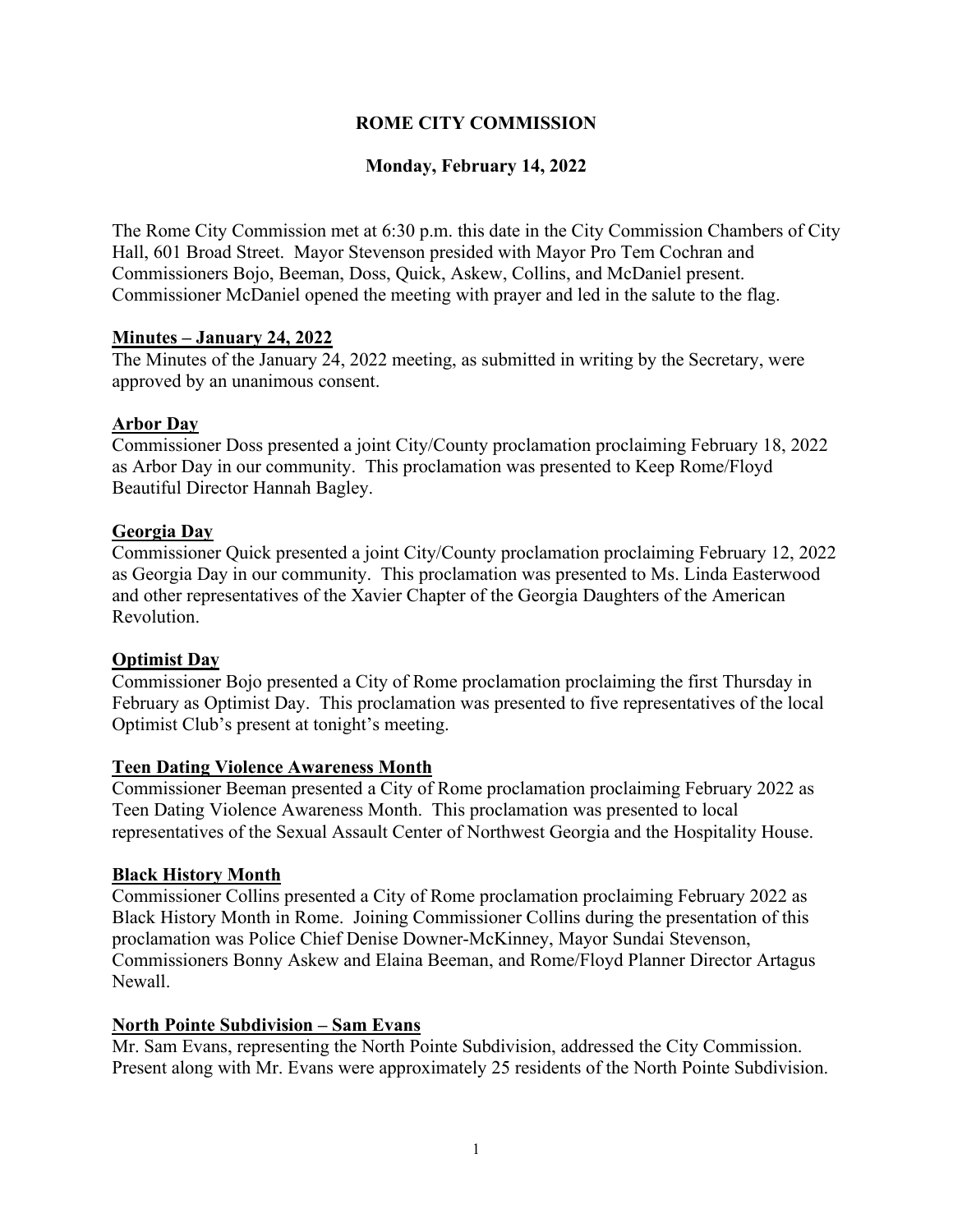# ROME CITY COMMISSION

## Monday, February 14, 2022

The Rome City Commission met at 6:30 p.m. this date in the City Commission Chambers of City Hall, 601 Broad Street. Mayor Stevenson presided with Mayor Pro Tem Cochran and Commissioners Bojo, Beeman, Doss, Quick, Askew, Collins, and McDaniel present. Commissioner McDaniel opened the meeting with prayer and led in the salute to the flag.

### Minutes – January 24, 2022

The Minutes of the January 24, 2022 meeting, as submitted in writing by the Secretary, were approved by an unanimous consent.

### Arbor Day

Commissioner Doss presented a joint City/County proclamation proclaiming February 18, 2022 as Arbor Day in our community. This proclamation was presented to Keep Rome/Floyd Beautiful Director Hannah Bagley.

### Georgia Day

Commissioner Quick presented a joint City/County proclamation proclaiming February 12, 2022 as Georgia Day in our community. This proclamation was presented to Ms. Linda Easterwood and other representatives of the Xavier Chapter of the Georgia Daughters of the American Revolution.

### Optimist Day

Commissioner Bojo presented a City of Rome proclamation proclaiming the first Thursday in February as Optimist Day. This proclamation was presented to five representatives of the local Optimist Club's present at tonight's meeting.

### Teen Dating Violence Awareness Month

Commissioner Beeman presented a City of Rome proclamation proclaiming February 2022 as Teen Dating Violence Awareness Month. This proclamation was presented to local representatives of the Sexual Assault Center of Northwest Georgia and the Hospitality House.

### Black History Month

Commissioner Collins presented a City of Rome proclamation proclaiming February 2022 as Black History Month in Rome. Joining Commissioner Collins during the presentation of this proclamation was Police Chief Denise Downer-McKinney, Mayor Sundai Stevenson, Commissioners Bonny Askew and Elaina Beeman, and Rome/Floyd Planner Director Artagus Newall.

### North Pointe Subdivision – Sam Evans

Mr. Sam Evans, representing the North Pointe Subdivision, addressed the City Commission. Present along with Mr. Evans were approximately 25 residents of the North Pointe Subdivision.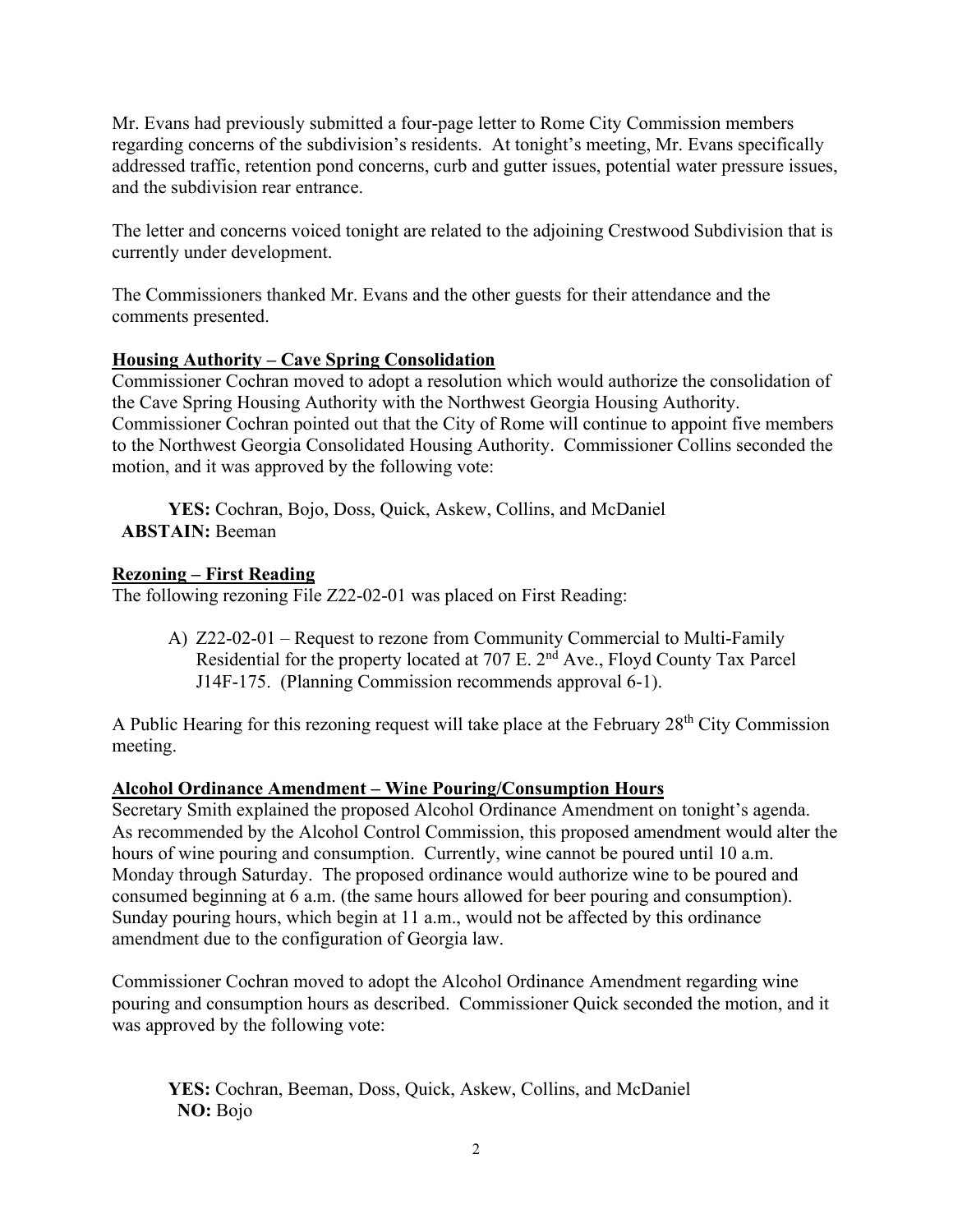Mr. Evans had previously submitted a four-page letter to Rome City Commission members regarding concerns of the subdivision's residents. At tonight's meeting, Mr. Evans specifically addressed traffic, retention pond concerns, curb and gutter issues, potential water pressure issues, and the subdivision rear entrance.

The letter and concerns voiced tonight are related to the adjoining Crestwood Subdivision that is currently under development.

The Commissioners thanked Mr. Evans and the other guests for their attendance and the comments presented.

**Housing Authority – Cave Spring Consolidation**

Commissioner Cochran moved to adopt a resolution which would authorize the consolidation of the Cave Spring Housing Authority with the Northwest Georgia Housing Authority. Commissioner Cochran pointed out that the City of Rome will continue to appoint five members to the Northwest Georgia Consolidated Housing Authority. Commissioner Collins seconded the motion, and it was approved by the following vote:

**YES:** Cochran, Bojo, Doss, Quick, Askew, Collins, and McDaniel
**ABSTAIN:** Beeman

**Rezoning – First Reading**

The following rezoning File Z22-02-01 was placed on First Reading:

A) Z22-02-01 – Request to rezone from Community Commercial to Multi-Family Residential for the property located at 707 E. 2nd Ave., Floyd County Tax Parcel J14F-175. (Planning Commission recommends approval 6-1).

A Public Hearing for this rezoning request will take place at the February 28th City Commission meeting.

**Alcohol Ordinance Amendment – Wine Pouring/Consumption Hours**

Secretary Smith explained the proposed Alcohol Ordinance Amendment on tonight's agenda. As recommended by the Alcohol Control Commission, this proposed amendment would alter the hours of wine pouring and consumption. Currently, wine cannot be poured until 10 a.m. Monday through Saturday. The proposed ordinance would authorize wine to be poured and consumed beginning at 6 a.m. (the same hours allowed for beer pouring and consumption). Sunday pouring hours, which begin at 11 a.m., would not be affected by this ordinance amendment due to the configuration of Georgia law.

Commissioner Cochran moved to adopt the Alcohol Ordinance Amendment regarding wine pouring and consumption hours as described. Commissioner Quick seconded the motion, and it was approved by the following vote:

**YES:** Cochran, Beeman, Doss, Quick, Askew, Collins, and McDaniel
**NO:** Bojo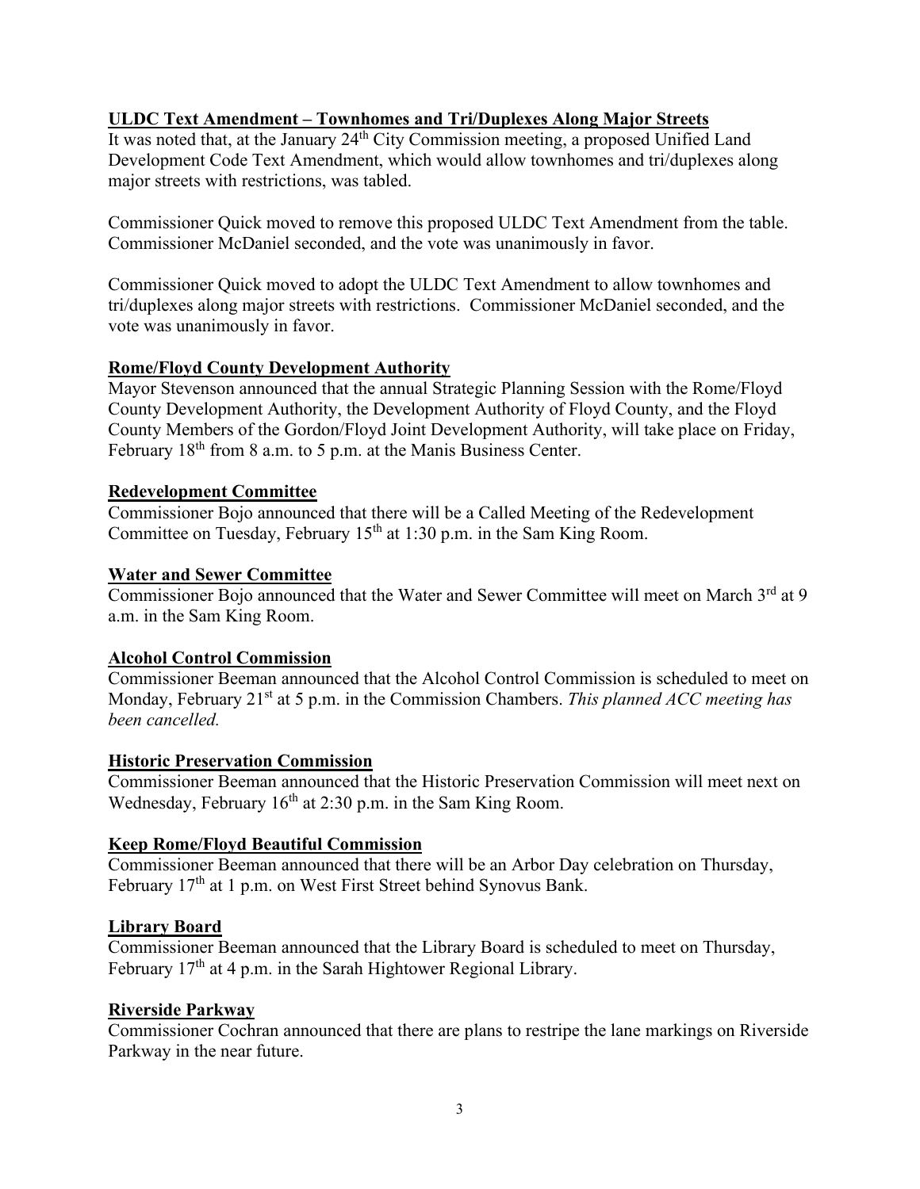## ULDC Text Amendment – Townhomes and Tri/Duplexes Along Major Streets

It was noted that, at the January 24th City Commission meeting, a proposed Unified Land Development Code Text Amendment, which would allow townhomes and tri/duplexes along major streets with restrictions, was tabled.

Commissioner Quick moved to remove this proposed ULDC Text Amendment from the table. Commissioner McDaniel seconded, and the vote was unanimously in favor.

Commissioner Quick moved to adopt the ULDC Text Amendment to allow townhomes and tri/duplexes along major streets with restrictions. Commissioner McDaniel seconded, and the vote was unanimously in favor.

## Rome/Floyd County Development Authority

Mayor Stevenson announced that the annual Strategic Planning Session with the Rome/Floyd County Development Authority, the Development Authority of Floyd County, and the Floyd County Members of the Gordon/Floyd Joint Development Authority, will take place on Friday, February 18th from 8 a.m. to 5 p.m. at the Manis Business Center.

## Redevelopment Committee

Commissioner Bojo announced that there will be a Called Meeting of the Redevelopment Committee on Tuesday, February 15th at 1:30 p.m. in the Sam King Room.

## Water and Sewer Committee

Commissioner Bojo announced that the Water and Sewer Committee will meet on March 3rd at 9 a.m. in the Sam King Room.

## Alcohol Control Commission

Commissioner Beeman announced that the Alcohol Control Commission is scheduled to meet on Monday, February 21st at 5 p.m. in the Commission Chambers. *This planned ACC meeting has been cancelled.*

## Historic Preservation Commission

Commissioner Beeman announced that the Historic Preservation Commission will meet next on Wednesday, February 16th at 2:30 p.m. in the Sam King Room.

## Keep Rome/Floyd Beautiful Commission

Commissioner Beeman announced that there will be an Arbor Day celebration on Thursday, February 17th at 1 p.m. on West First Street behind Synovus Bank.

## Library Board

Commissioner Beeman announced that the Library Board is scheduled to meet on Thursday, February 17th at 4 p.m. in the Sarah Hightower Regional Library.

## Riverside Parkway

Commissioner Cochran announced that there are plans to restripe the lane markings on Riverside Parkway in the near future.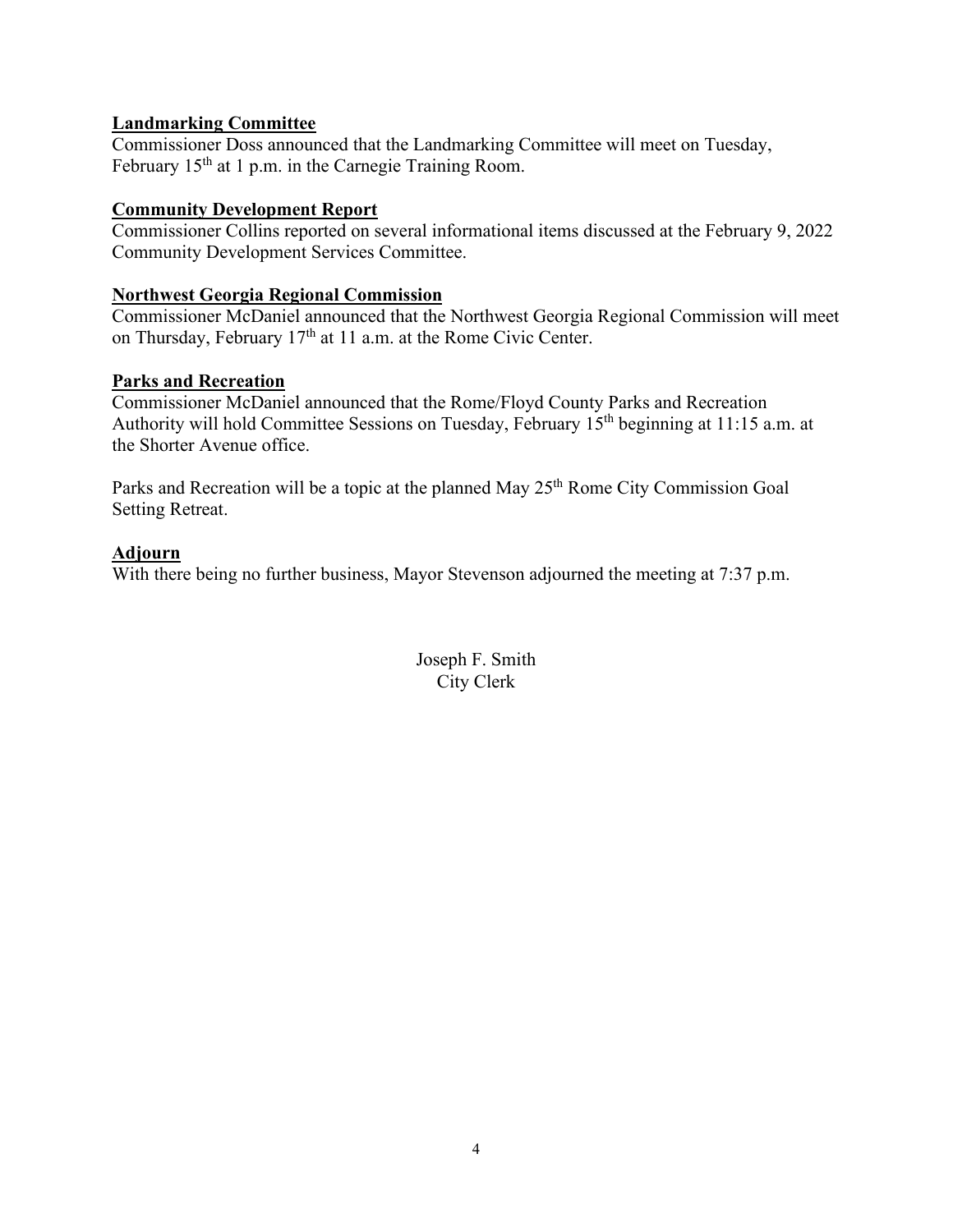## Landmarking Committee

Commissioner Doss announced that the Landmarking Committee will meet on Tuesday, February 15th at 1 p.m. in the Carnegie Training Room.

## Community Development Report

Commissioner Collins reported on several informational items discussed at the February 9, 2022 Community Development Services Committee.

## Northwest Georgia Regional Commission

Commissioner McDaniel announced that the Northwest Georgia Regional Commission will meet on Thursday, February 17th at 11 a.m. at the Rome Civic Center.

## Parks and Recreation

Commissioner McDaniel announced that the Rome/Floyd County Parks and Recreation Authority will hold Committee Sessions on Tuesday, February 15th beginning at 11:15 a.m. at the Shorter Avenue office.

Parks and Recreation will be a topic at the planned May 25th Rome City Commission Goal Setting Retreat.

## Adjourn

With there being no further business, Mayor Stevenson adjourned the meeting at 7:37 p.m.

Joseph F. Smith
City Clerk